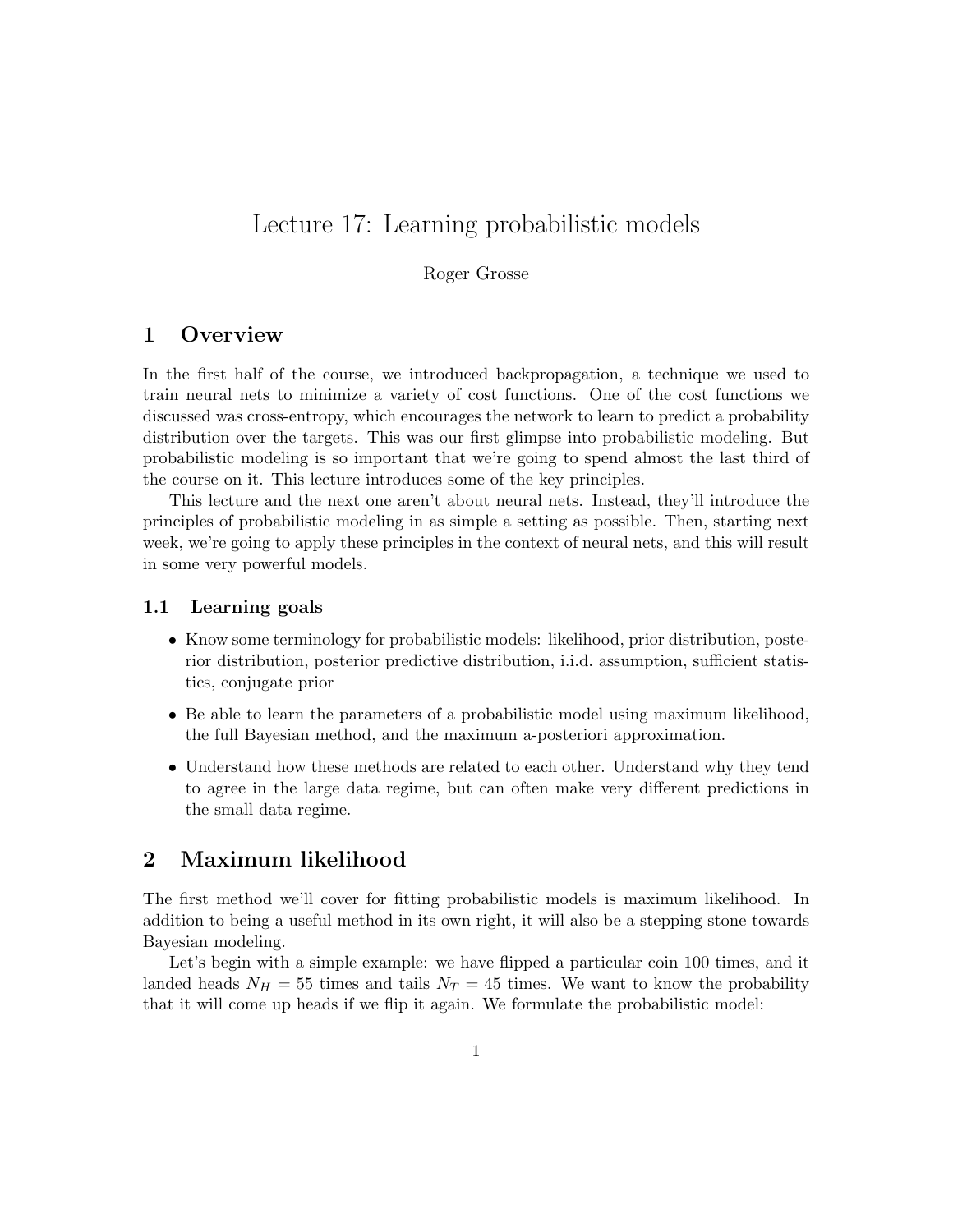# Lecture 17: Learning probabilistic models

Roger Grosse

## 1 Overview

In the first half of the course, we introduced backpropagation, a technique we used to train neural nets to minimize a variety of cost functions. One of the cost functions we discussed was cross-entropy, which encourages the network to learn to predict a probability distribution over the targets. This was our first glimpse into probabilistic modeling. But probabilistic modeling is so important that we're going to spend almost the last third of the course on it. This lecture introduces some of the key principles.

This lecture and the next one aren't about neural nets. Instead, they'll introduce the principles of probabilistic modeling in as simple a setting as possible. Then, starting next week, we're going to apply these principles in the context of neural nets, and this will result in some very powerful models.

### 1.1 Learning goals

- Know some terminology for probabilistic models: likelihood, prior distribution, posterior distribution, posterior predictive distribution, i.i.d. assumption, sufficient statistics, conjugate prior
- Be able to learn the parameters of a probabilistic model using maximum likelihood, the full Bayesian method, and the maximum a-posteriori approximation.
- Understand how these methods are related to each other. Understand why they tend to agree in the large data regime, but can often make very different predictions in the small data regime.

## 2 Maximum likelihood

The first method we'll cover for fitting probabilistic models is maximum likelihood. In addition to being a useful method in its own right, it will also be a stepping stone towards Bayesian modeling.

Let's begin with a simple example: we have flipped a particular coin 100 times, and it landed heads $N_H = 55$ times and tails $N_T = 45$ times. We want to know the probability that it will come up heads if we flip it again. We formulate the probabilistic model: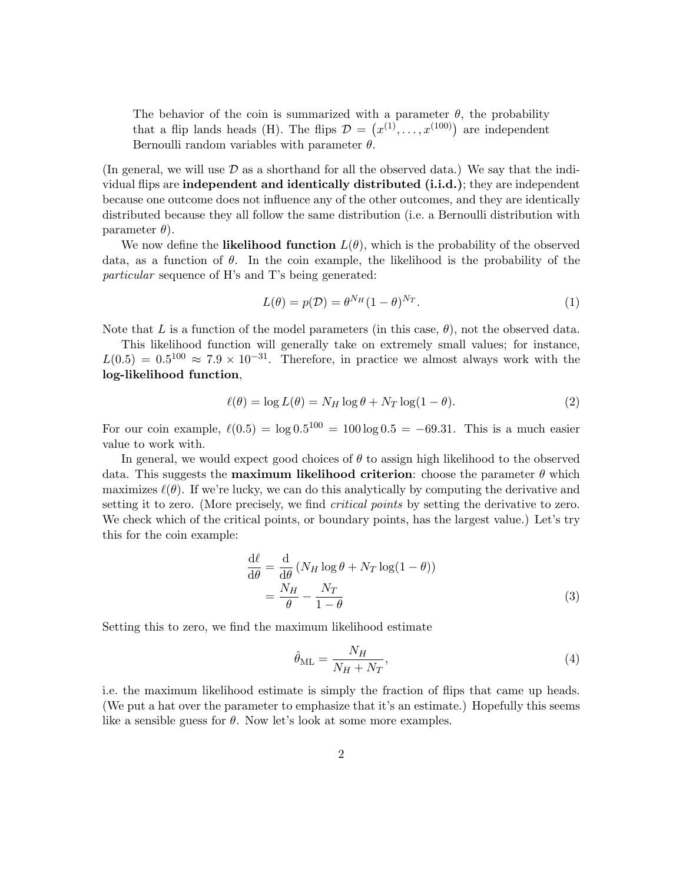> The behavior of the coin is summarized with a parameter $\theta$, the probability that a flip lands heads (H). The flips $\mathcal{D} = \left(x^{(1)}, \ldots, x^{(100)}\right)$ are independent Bernoulli random variables with parameter $\theta$.

(In general, we will use $\mathcal{D}$ as a shorthand for all the observed data.) We say that the individual flips are **independent and identically distributed (i.i.d.)**; they are independent because one outcome does not influence any of the other outcomes, and they are identically distributed because they all follow the same distribution (i.e. a Bernoulli distribution with parameter $\theta$).

We now define the **likelihood function** $L(\theta)$, which is the probability of the observed data, as a function of $\theta$. In the coin example, the likelihood is the probability of the *particular* sequence of H's and T's being generated:

$$L(\theta) = p(\mathcal{D}) = \theta^{N_H}(1-\theta)^{N_T}. \tag{1}$$

Note that $L$ is a function of the model parameters (in this case, $\theta$), not the observed data.

This likelihood function will generally take on extremely small values; for instance, $L(0.5) = 0.5^{100} \approx 7.9 \times 10^{-31}$. Therefore, in practice we almost always work with the **log-likelihood function**,

$$\ell(\theta) = \log L(\theta) = N_H \log \theta + N_T \log(1-\theta). \tag{2}$$

For our coin example, $\ell(0.5) = \log 0.5^{100} = 100 \log 0.5 = -69.31$. This is a much easier value to work with.

In general, we would expect good choices of $\theta$ to assign high likelihood to the observed data. This suggests the **maximum likelihood criterion**: choose the parameter $\theta$ which maximizes $\ell(\theta)$. If we're lucky, we can do this analytically by computing the derivative and setting it to zero. (More precisely, we find *critical points* by setting the derivative to zero. We check which of the critical points, or boundary points, has the largest value.) Let's try this for the coin example:

$$\begin{aligned} \frac{\mathrm{d}\ell}{\mathrm{d}\theta} &= \frac{\mathrm{d}}{\mathrm{d}\theta}\left(N_H \log \theta + N_T \log(1-\theta)\right) \\ &= \frac{N_H}{\theta} - \frac{N_T}{1-\theta} \end{aligned} \tag{3}$$

Setting this to zero, we find the maximum likelihood estimate

$$\hat{\theta}_{\mathrm{ML}} = \frac{N_H}{N_H + N_T}, \tag{4}$$

i.e. the maximum likelihood estimate is simply the fraction of flips that came up heads. (We put a hat over the parameter to emphasize that it's an estimate.) Hopefully this seems like a sensible guess for $\theta$. Now let's look at some more examples.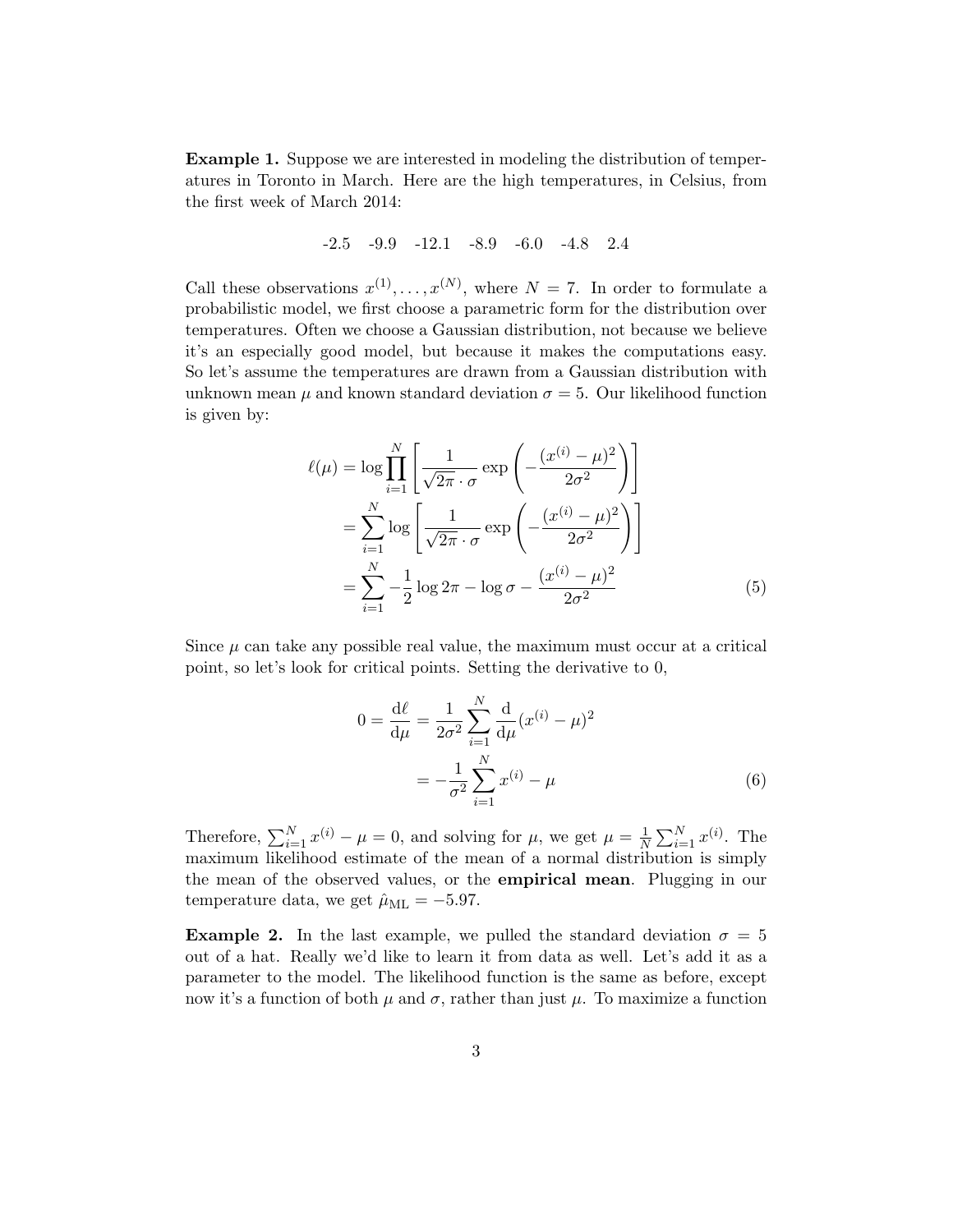**Example 1.** Suppose we are interested in modeling the distribution of temperatures in Toronto in March. Here are the high temperatures, in Celsius, from the first week of March 2014:

-2.5 -9.9 -12.1 -8.9 -6.0 -4.8 2.4

Call these observations $x^{(1)}, \ldots, x^{(N)}$, where $N = 7$. In order to formulate a probabilistic model, we first choose a parametric form for the distribution over temperatures. Often we choose a Gaussian distribution, not because we believe it's an especially good model, but because it makes the computations easy. So let's assume the temperatures are drawn from a Gaussian distribution with unknown mean $\mu$ and known standard deviation $\sigma = 5$. Our likelihood function is given by:

$$
\begin{aligned}
\ell(\mu) &= \log \prod_{i=1}^{N} \left[ \frac{1}{\sqrt{2\pi} \cdot \sigma} \exp\left( -\frac{(x^{(i)} - \mu)^2}{2\sigma^2} \right) \right] \\
&= \sum_{i=1}^{N} \log \left[ \frac{1}{\sqrt{2\pi} \cdot \sigma} \exp\left( -\frac{(x^{(i)} - \mu)^2}{2\sigma^2} \right) \right] \\
&= \sum_{i=1}^{N} -\frac{1}{2} \log 2\pi - \log \sigma - \frac{(x^{(i)} - \mu)^2}{2\sigma^2} \qquad (5)
\end{aligned}
$$

Since $\mu$ can take any possible real value, the maximum must occur at a critical point, so let's look for critical points. Setting the derivative to 0,

$$
\begin{aligned}
0 = \frac{\mathrm{d}\ell}{\mathrm{d}\mu} &= \frac{1}{2\sigma^2} \sum_{i=1}^{N} \frac{\mathrm{d}}{\mathrm{d}\mu} (x^{(i)} - \mu)^2 \\
&= -\frac{1}{\sigma^2} \sum_{i=1}^{N} x^{(i)} - \mu \qquad (6)
\end{aligned}
$$

Therefore, $\sum_{i=1}^{N} x^{(i)} - \mu = 0$, and solving for $\mu$, we get $\mu = \frac{1}{N} \sum_{i=1}^{N} x^{(i)}$. The maximum likelihood estimate of the mean of a normal distribution is simply the mean of the observed values, or the **empirical mean**. Plugging in our temperature data, we get $\hat{\mu}_{\text{ML}} = -5.97$.

**Example 2.** In the last example, we pulled the standard deviation $\sigma = 5$ out of a hat. Really we'd like to learn it from data as well. Let's add it as a parameter to the model. The likelihood function is the same as before, except now it's a function of both $\mu$ and $\sigma$, rather than just $\mu$. To maximize a function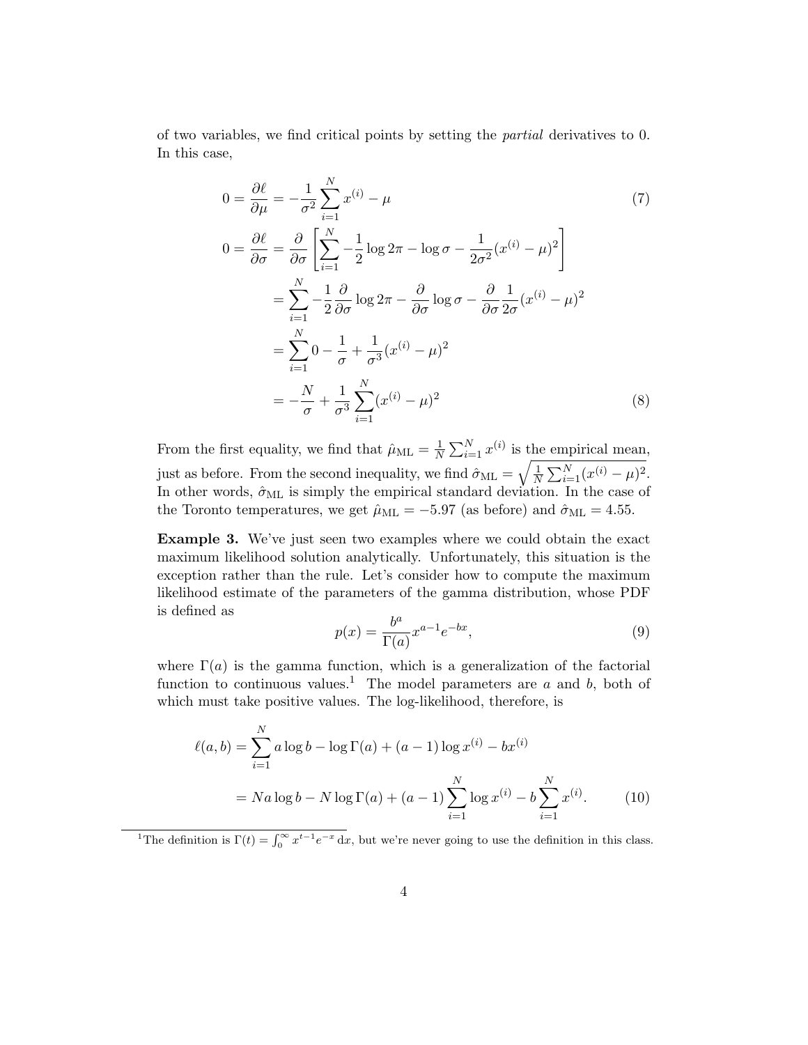of two variables, we find critical points by setting the *partial* derivatives to 0. In this case,

$$
\begin{aligned}
0 = \frac{\partial \ell}{\partial \mu} &= -\frac{1}{\sigma^2} \sum_{i=1}^{N} x^{(i)} - \mu && (7) \\
0 = \frac{\partial \ell}{\partial \sigma} &= \frac{\partial}{\partial \sigma} \left[ \sum_{i=1}^{N} -\frac{1}{2} \log 2\pi - \log \sigma - \frac{1}{2\sigma^2}(x^{(i)} - \mu)^2 \right] \\
&= \sum_{i=1}^{N} -\frac{1}{2} \frac{\partial}{\partial \sigma} \log 2\pi - \frac{\partial}{\partial \sigma} \log \sigma - \frac{\partial}{\partial \sigma} \frac{1}{2\sigma}(x^{(i)} - \mu)^2 \\
&= \sum_{i=1}^{N} 0 - \frac{1}{\sigma} + \frac{1}{\sigma^3}(x^{(i)} - \mu)^2 \\
&= -\frac{N}{\sigma} + \frac{1}{\sigma^3} \sum_{i=1}^{N} (x^{(i)} - \mu)^2 && (8)
\end{aligned}
$$

From the first equality, we find that $\hat{\mu}_{\text{ML}} = \frac{1}{N} \sum_{i=1}^{N} x^{(i)}$ is the empirical mean, just as before. From the second inequality, we find $\hat{\sigma}_{\text{ML}} = \sqrt{\frac{1}{N} \sum_{i=1}^{N} (x^{(i)} - \mu)^2}$. In other words, $\hat{\sigma}_{\text{ML}}$ is simply the empirical standard deviation. In the case of the Toronto temperatures, we get $\hat{\mu}_{\text{ML}} = -5.97$ (as before) and $\hat{\sigma}_{\text{ML}} = 4.55$.

**Example 3.** We've just seen two examples where we could obtain the exact maximum likelihood solution analytically. Unfortunately, this situation is the exception rather than the rule. Let's consider how to compute the maximum likelihood estimate of the parameters of the gamma distribution, whose PDF is defined as

$$
p(x) = \frac{b^a}{\Gamma(a)} x^{a-1} e^{-bx}, \tag{9}
$$

where $\Gamma(a)$ is the gamma function, which is a generalization of the factorial function to continuous values.[1] The model parameters are $a$ and $b$, both of which must take positive values. The log-likelihood, therefore, is

$$
\begin{aligned}
\ell(a, b) &= \sum_{i=1}^{N} a \log b - \log \Gamma(a) + (a-1) \log x^{(i)} - b x^{(i)} \\
&= N a \log b - N \log \Gamma(a) + (a-1) \sum_{i=1}^{N} \log x^{(i)} - b \sum_{i=1}^{N} x^{(i)}. && (10)
\end{aligned}
$$

[1] The definition is $\Gamma(t) = \int_0^\infty x^{t-1} e^{-x} \, \mathrm{d}x$, but we're never going to use the definition in this class.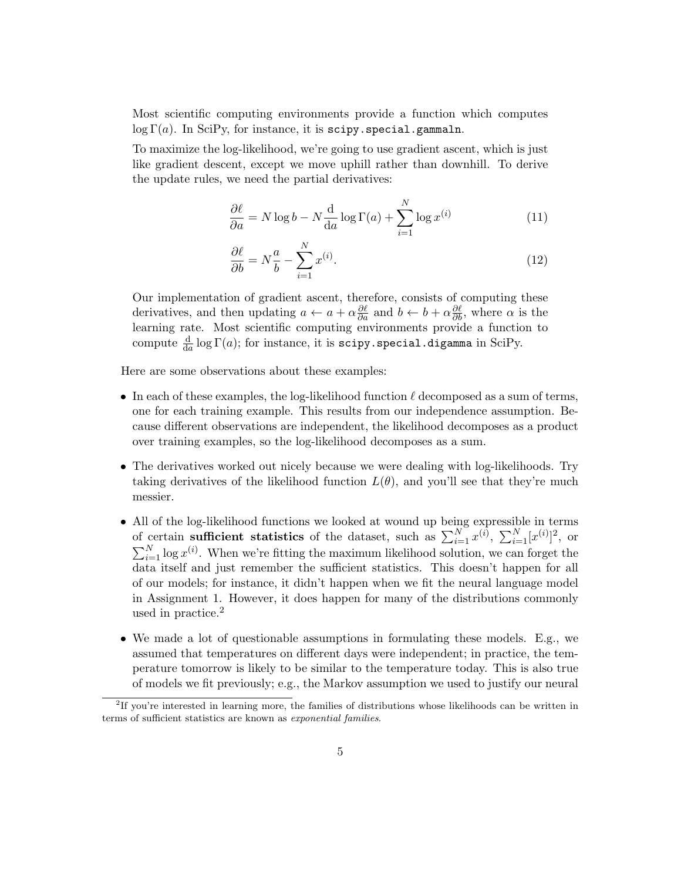Most scientific computing environments provide a function which computes $\log \Gamma(a)$. In SciPy, for instance, it is `scipy.special.gammaln`.

To maximize the log-likelihood, we're going to use gradient ascent, which is just like gradient descent, except we move uphill rather than downhill. To derive the update rules, we need the partial derivatives:

$$\frac{\partial \ell}{\partial a} = N \log b - N \frac{\mathrm{d}}{\mathrm{d}a} \log \Gamma(a) + \sum_{i=1}^{N} \log x^{(i)} \tag{11}$$

$$\frac{\partial \ell}{\partial b} = N \frac{a}{b} - \sum_{i=1}^{N} x^{(i)}. \tag{12}$$

Our implementation of gradient ascent, therefore, consists of computing these derivatives, and then updating $a \leftarrow a + \alpha \frac{\partial \ell}{\partial a}$ and $b \leftarrow b + \alpha \frac{\partial \ell}{\partial b}$, where $\alpha$ is the learning rate. Most scientific computing environments provide a function to compute $\frac{\mathrm{d}}{\mathrm{d}a} \log \Gamma(a)$; for instance, it is `scipy.special.digamma` in SciPy.

Here are some observations about these examples:

- In each of these examples, the log-likelihood function $\ell$ decomposed as a sum of terms, one for each training example. This results from our independence assumption. Because different observations are independent, the likelihood decomposes as a product over training examples, so the log-likelihood decomposes as a sum.
- The derivatives worked out nicely because we were dealing with log-likelihoods. Try taking derivatives of the likelihood function $L(\theta)$, and you'll see that they're much messier.
- All of the log-likelihood functions we looked at wound up being expressible in terms of certain **sufficient statistics** of the dataset, such as $\sum_{i=1}^{N} x^{(i)}$, $\sum_{i=1}^{N} [x^{(i)}]^2$, or $\sum_{i=1}^{N} \log x^{(i)}$. When we're fitting the maximum likelihood solution, we can forget the data itself and just remember the sufficient statistics. This doesn't happen for all of our models; for instance, it didn't happen when we fit the neural language model in Assignment 1. However, it does happen for many of the distributions commonly used in practice.[2]
- We made a lot of questionable assumptions in formulating these models. E.g., we assumed that temperatures on different days were independent; in practice, the temperature tomorrow is likely to be similar to the temperature today. This is also true of models we fit previously; e.g., the Markov assumption we used to justify our neural

[2] If you're interested in learning more, the families of distributions whose likelihoods can be written in terms of sufficient statistics are known as *exponential families*.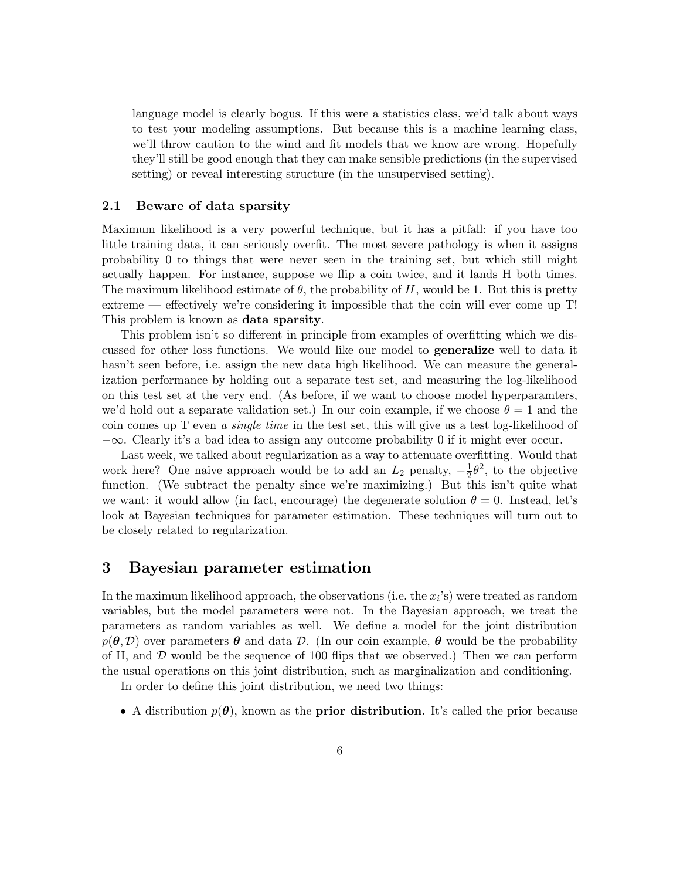language model is clearly bogus. If this were a statistics class, we'd talk about ways to test your modeling assumptions. But because this is a machine learning class, we'll throw caution to the wind and fit models that we know are wrong. Hopefully they'll still be good enough that they can make sensible predictions (in the supervised setting) or reveal interesting structure (in the unsupervised setting).

### 2.1 Beware of data sparsity

Maximum likelihood is a very powerful technique, but it has a pitfall: if you have too little training data, it can seriously overfit. The most severe pathology is when it assigns probability 0 to things that were never seen in the training set, but which still might actually happen. For instance, suppose we flip a coin twice, and it lands H both times. The maximum likelihood estimate of $\theta$, the probability of $H$, would be 1. But this is pretty extreme — effectively we're considering it impossible that the coin will ever come up T! This problem is known as **data sparsity**.

This problem isn't so different in principle from examples of overfitting which we discussed for other loss functions. We would like our model to **generalize** well to data it hasn't seen before, i.e. assign the new data high likelihood. We can measure the generalization performance by holding out a separate test set, and measuring the log-likelihood on this test set at the very end. (As before, if we want to choose model hyperparamters, we'd hold out a separate validation set.) In our coin example, if we choose $\theta = 1$ and the coin comes up T even *a single time* in the test set, this will give us a test log-likelihood of $-\infty$. Clearly it's a bad idea to assign any outcome probability 0 if it might ever occur.

Last week, we talked about regularization as a way to attenuate overfitting. Would that work here? One naive approach would be to add an $L_2$ penalty, $-\frac{1}{2}\theta^2$, to the objective function. (We subtract the penalty since we're maximizing.) But this isn't quite what we want: it would allow (in fact, encourage) the degenerate solution $\theta = 0$. Instead, let's look at Bayesian techniques for parameter estimation. These techniques will turn out to be closely related to regularization.

## 3 Bayesian parameter estimation

In the maximum likelihood approach, the observations (i.e. the $x_i$'s) were treated as random variables, but the model parameters were not. In the Bayesian approach, we treat the parameters as random variables as well. We define a model for the joint distribution $p(\boldsymbol{\theta}, \mathcal{D})$ over parameters $\boldsymbol{\theta}$ and data $\mathcal{D}$. (In our coin example, $\boldsymbol{\theta}$ would be the probability of H, and $\mathcal{D}$ would be the sequence of 100 flips that we observed.) Then we can perform the usual operations on this joint distribution, such as marginalization and conditioning.

In order to define this joint distribution, we need two things:

- A distribution $p(\boldsymbol{\theta})$, known as the **prior distribution**. It's called the prior because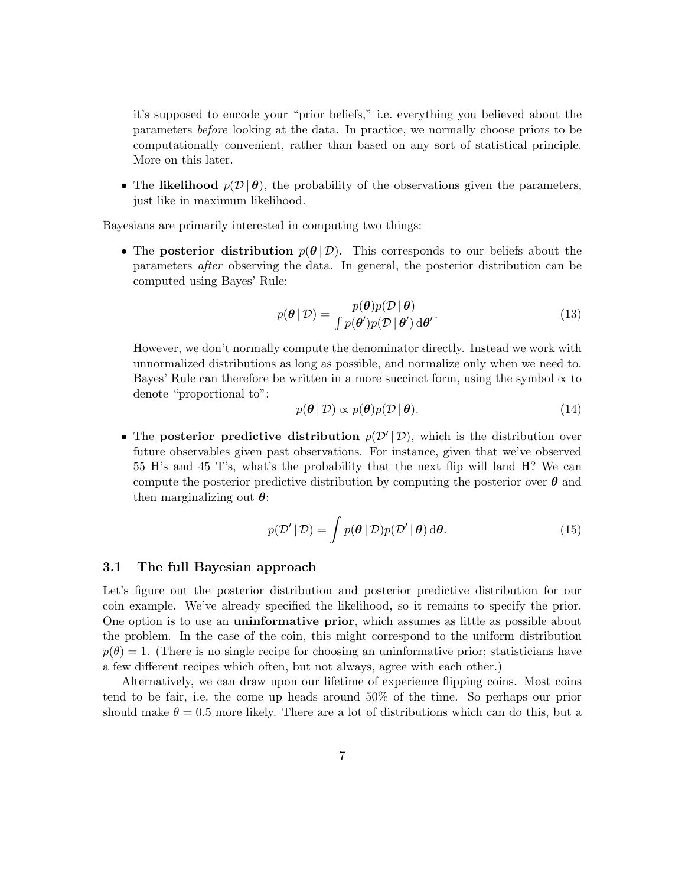it's supposed to encode your "prior beliefs," i.e. everything you believed about the parameters *before* looking at the data. In practice, we normally choose priors to be computationally convenient, rather than based on any sort of statistical principle. More on this later.

- The **likelihood** $p(\mathcal{D} \,|\, \boldsymbol{\theta})$, the probability of the observations given the parameters, just like in maximum likelihood.

Bayesians are primarily interested in computing two things:

- The **posterior distribution** $p(\boldsymbol{\theta} \,|\, \mathcal{D})$. This corresponds to our beliefs about the parameters *after* observing the data. In general, the posterior distribution can be computed using Bayes' Rule:

$$p(\boldsymbol{\theta} \,|\, \mathcal{D}) = \frac{p(\boldsymbol{\theta}) p(\mathcal{D} \,|\, \boldsymbol{\theta})}{\int p(\boldsymbol{\theta}') p(\mathcal{D} \,|\, \boldsymbol{\theta}') \, \mathrm{d}\boldsymbol{\theta}'}. \tag{13}$$

  However, we don't normally compute the denominator directly. Instead we work with unnormalized distributions as long as possible, and normalize only when we need to. Bayes' Rule can therefore be written in a more succinct form, using the symbol $\propto$ to denote "proportional to":

$$p(\boldsymbol{\theta} \,|\, \mathcal{D}) \propto p(\boldsymbol{\theta}) p(\mathcal{D} \,|\, \boldsymbol{\theta}). \tag{14}$$

- The **posterior predictive distribution** $p(\mathcal{D}' \,|\, \mathcal{D})$, which is the distribution over future observables given past observations. For instance, given that we've observed 55 H's and 45 T's, what's the probability that the next flip will land H? We can compute the posterior predictive distribution by computing the posterior over $\boldsymbol{\theta}$ and then marginalizing out $\boldsymbol{\theta}$:

$$p(\mathcal{D}' \,|\, \mathcal{D}) = \int p(\boldsymbol{\theta} \,|\, \mathcal{D}) p(\mathcal{D}' \,|\, \boldsymbol{\theta}) \, \mathrm{d}\boldsymbol{\theta}. \tag{15}$$

### 3.1 The full Bayesian approach

Let's figure out the posterior distribution and posterior predictive distribution for our coin example. We've already specified the likelihood, so it remains to specify the prior. One option is to use an **uninformative prior**, which assumes as little as possible about the problem. In the case of the coin, this might correspond to the uniform distribution $p(\theta) = 1$. (There is no single recipe for choosing an uninformative prior; statisticians have a few different recipes which often, but not always, agree with each other.)

Alternatively, we can draw upon our lifetime of experience flipping coins. Most coins tend to be fair, i.e. the come up heads around 50% of the time. So perhaps our prior should make $\theta = 0.5$ more likely. There are a lot of distributions which can do this, but a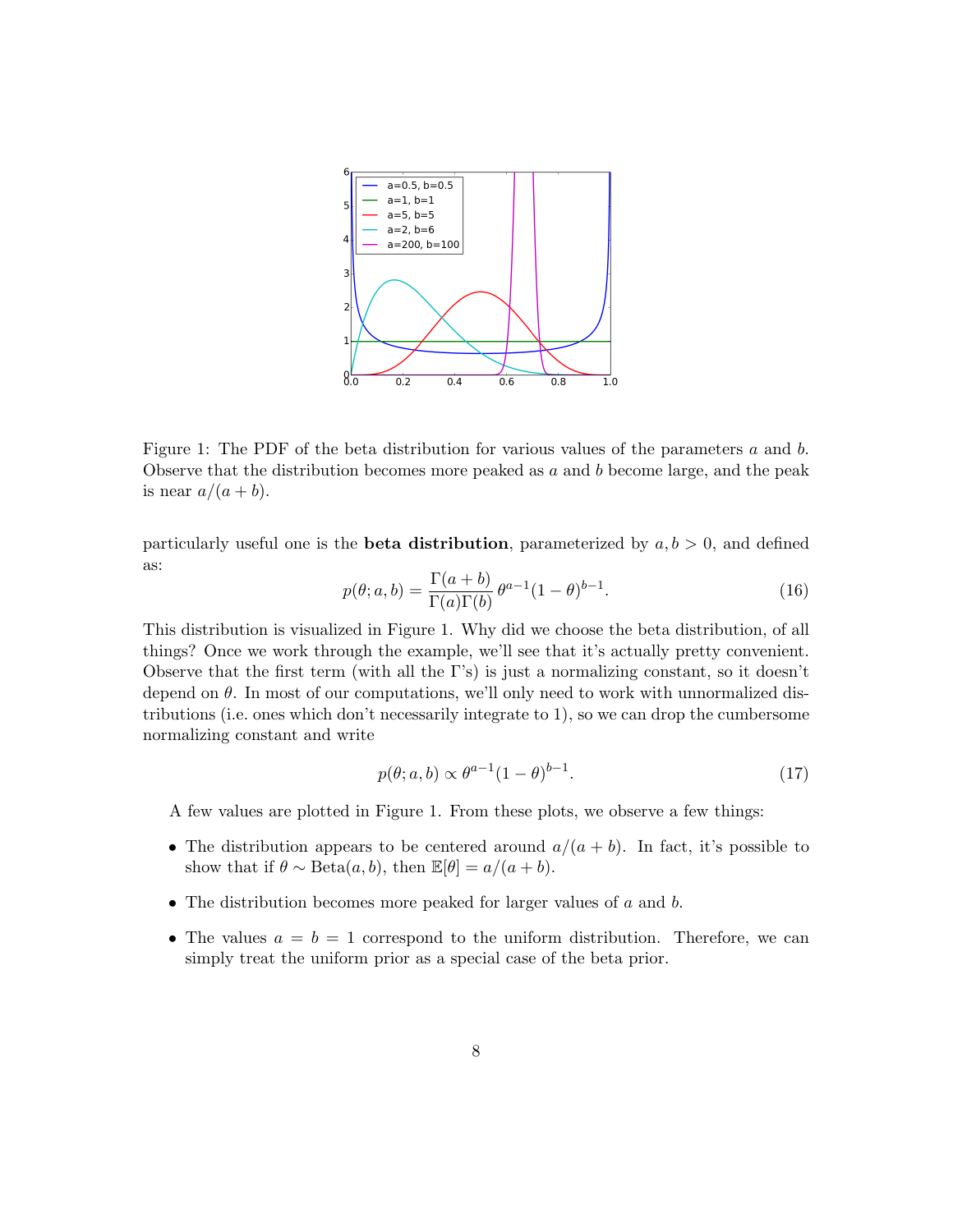Figure 1: The PDF of the beta distribution for various values of the parameters $a$ and $b$. Observe that the distribution becomes more peaked as $a$ and $b$ become large, and the peak is near $a/(a+b)$.

particularly useful one is the **beta distribution**, parameterized by $a, b > 0$, and defined as:

$$p(\theta; a, b) = \frac{\Gamma(a+b)}{\Gamma(a)\Gamma(b)} \, \theta^{a-1}(1-\theta)^{b-1}. \tag{16}$$

This distribution is visualized in Figure 1. Why did we choose the beta distribution, of all things? Once we work through the example, we'll see that it's actually pretty convenient. Observe that the first term (with all the $\Gamma$'s) is just a normalizing constant, so it doesn't depend on $\theta$. In most of our computations, we'll only need to work with unnormalized distributions (i.e. ones which don't necessarily integrate to 1), so we can drop the cumbersome normalizing constant and write

$$p(\theta; a, b) \propto \theta^{a-1}(1-\theta)^{b-1}. \tag{17}$$

A few values are plotted in Figure 1. From these plots, we observe a few things:

- The distribution appears to be centered around $a/(a+b)$. In fact, it's possible to show that if $\theta \sim \text{Beta}(a, b)$, then $\mathbb{E}[\theta] = a/(a+b)$.
- The distribution becomes more peaked for larger values of $a$ and $b$.
- The values $a = b = 1$ correspond to the uniform distribution. Therefore, we can simply treat the uniform prior as a special case of the beta prior.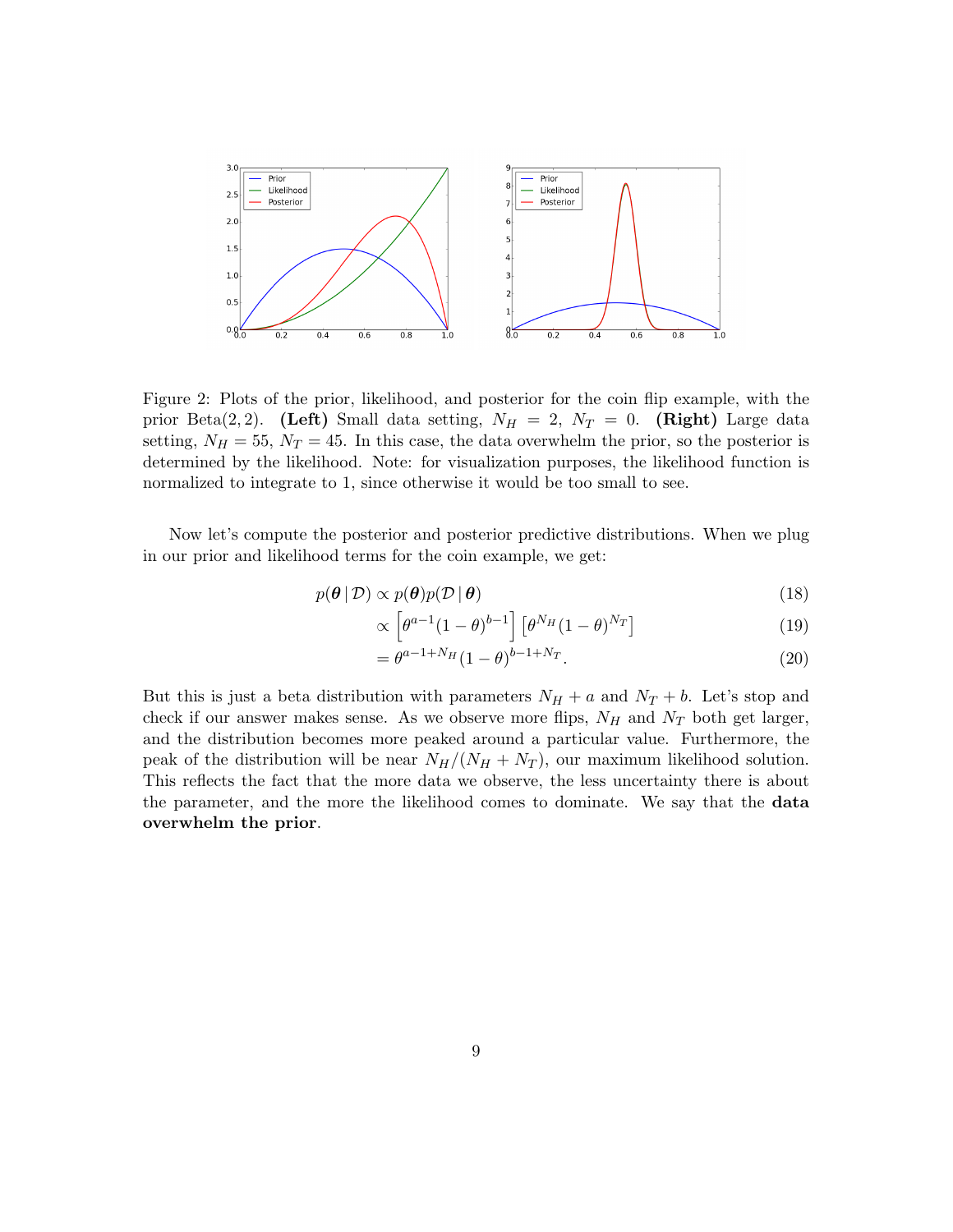Figure 2: Plots of the prior, likelihood, and posterior for the coin flip example, with the prior Beta(2, 2). **(Left)** Small data setting, $N_H = 2$, $N_T = 0$. **(Right)** Large data setting, $N_H = 55$, $N_T = 45$. In this case, the data overwhelm the prior, so the posterior is determined by the likelihood. Note: for visualization purposes, the likelihood function is normalized to integrate to 1, since otherwise it would be too small to see.

Now let's compute the posterior and posterior predictive distributions. When we plug in our prior and likelihood terms for the coin example, we get:

$$p(\boldsymbol{\theta} \mid \mathcal{D}) \propto p(\boldsymbol{\theta}) p(\mathcal{D} \mid \boldsymbol{\theta}) \tag{18}$$

$$\propto \left[\theta^{a-1}(1-\theta)^{b-1}\right]\left[\theta^{N_H}(1-\theta)^{N_T}\right] \tag{19}$$

$$= \theta^{a-1+N_H}(1-\theta)^{b-1+N_T}. \tag{20}$$

But this is just a beta distribution with parameters $N_H + a$ and $N_T + b$. Let's stop and check if our answer makes sense. As we observe more flips, $N_H$ and $N_T$ both get larger, and the distribution becomes more peaked around a particular value. Furthermore, the peak of the distribution will be near $N_H/(N_H + N_T)$, our maximum likelihood solution. This reflects the fact that the more data we observe, the less uncertainty there is about the parameter, and the more the likelihood comes to dominate. We say that the **data overwhelm the prior**.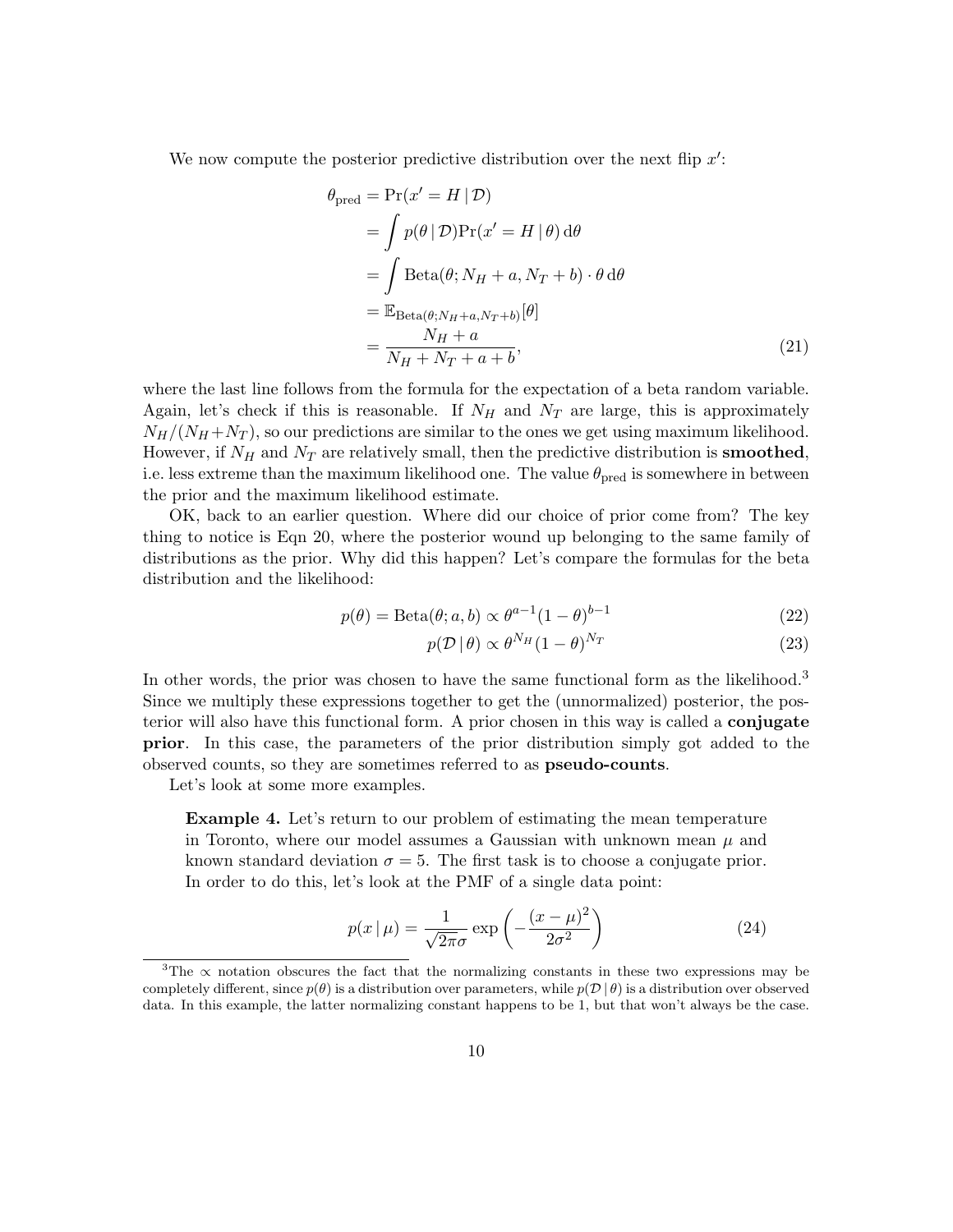We now compute the posterior predictive distribution over the next flip $x'$:

$$
\begin{aligned}
\theta_{\text{pred}} &= \Pr(x' = H \mid \mathcal{D}) \\
&= \int p(\theta \mid \mathcal{D}) \Pr(x' = H \mid \theta) \, \mathrm{d}\theta \\
&= \int \mathrm{Beta}(\theta; N_H + a, N_T + b) \cdot \theta \, \mathrm{d}\theta \\
&= \mathbb{E}_{\mathrm{Beta}(\theta; N_H + a, N_T + b)}[\theta] \\
&= \frac{N_H + a}{N_H + N_T + a + b},
\end{aligned}
\tag{21}
$$

where the last line follows from the formula for the expectation of a beta random variable. Again, let's check if this is reasonable. If $N_H$ and $N_T$ are large, this is approximately $N_H/(N_H + N_T)$, so our predictions are similar to the ones we get using maximum likelihood. However, if $N_H$ and $N_T$ are relatively small, then the predictive distribution is **smoothed**, i.e. less extreme than the maximum likelihood one. The value $\theta_{\text{pred}}$ is somewhere in between the prior and the maximum likelihood estimate.

OK, back to an earlier question. Where did our choice of prior come from? The key thing to notice is Eqn 20, where the posterior wound up belonging to the same family of distributions as the prior. Why did this happen? Let's compare the formulas for the beta distribution and the likelihood:

$$
p(\theta) = \mathrm{Beta}(\theta; a, b) \propto \theta^{a-1}(1-\theta)^{b-1} \tag{22}
$$

$$
p(\mathcal{D} \mid \theta) \propto \theta^{N_H}(1-\theta)^{N_T} \tag{23}
$$

In other words, the prior was chosen to have the same functional form as the likelihood.[3] Since we multiply these expressions together to get the (unnormalized) posterior, the posterior will also have this functional form. A prior chosen in this way is called a **conjugate prior**. In this case, the parameters of the prior distribution simply got added to the observed counts, so they are sometimes referred to as **pseudo-counts**.

Let's look at some more examples.

> **Example 4.** Let's return to our problem of estimating the mean temperature in Toronto, where our model assumes a Gaussian with unknown mean $\mu$ and known standard deviation $\sigma = 5$. The first task is to choose a conjugate prior. In order to do this, let's look at the PMF of a single data point:
>
> $$
> p(x \mid \mu) = \frac{1}{\sqrt{2\pi}\sigma} \exp\left(-\frac{(x-\mu)^2}{2\sigma^2}\right) \tag{24}
> $$

[3] The $\propto$ notation obscures the fact that the normalizing constants in these two expressions may be completely different, since $p(\theta)$ is a distribution over parameters, while $p(\mathcal{D} \mid \theta)$ is a distribution over observed data. In this example, the latter normalizing constant happens to be 1, but that won't always be the case.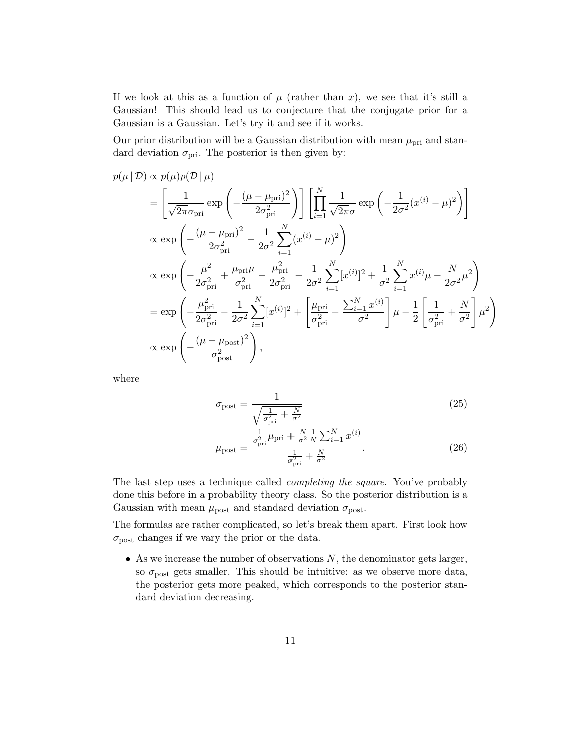If we look at this as a function of $\mu$ (rather than $x$), we see that it's still a Gaussian! This should lead us to conjecture that the conjugate prior for a Gaussian is a Gaussian. Let's try it and see if it works.

Our prior distribution will be a Gaussian distribution with mean $\mu_{\text{pri}}$ and standard deviation $\sigma_{\text{pri}}$. The posterior is then given by:

$$
\begin{aligned}
p(\mu \,|\, \mathcal{D}) &\propto p(\mu) p(\mathcal{D} \,|\, \mu) \\
&= \left[ \frac{1}{\sqrt{2\pi}\sigma_{\text{pri}}} \exp\left( -\frac{(\mu - \mu_{\text{pri}})^2}{2\sigma_{\text{pri}}^2} \right) \right] \left[ \prod_{i=1}^{N} \frac{1}{\sqrt{2\pi}\sigma} \exp\left( -\frac{1}{2\sigma^2}(x^{(i)} - \mu)^2 \right) \right] \\
&\propto \exp\left( -\frac{(\mu - \mu_{\text{pri}})^2}{2\sigma_{\text{pri}}^2} - \frac{1}{2\sigma^2} \sum_{i=1}^{N} (x^{(i)} - \mu)^2 \right) \\
&\propto \exp\left( -\frac{\mu^2}{2\sigma_{\text{pri}}^2} + \frac{\mu_{\text{pri}}\mu}{\sigma_{\text{pri}}^2} - \frac{\mu_{\text{pri}}^2}{2\sigma_{\text{pri}}^2} - \frac{1}{2\sigma^2} \sum_{i=1}^{N} [x^{(i)}]^2 + \frac{1}{\sigma^2} \sum_{i=1}^{N} x^{(i)}\mu - \frac{N}{2\sigma^2}\mu^2 \right) \\
&= \exp\left( -\frac{\mu_{\text{pri}}^2}{2\sigma_{\text{pri}}^2} - \frac{1}{2\sigma^2} \sum_{i=1}^{N} [x^{(i)}]^2 + \left[ \frac{\mu_{\text{pri}}}{\sigma_{\text{pri}}^2} - \frac{\sum_{i=1}^{N} x^{(i)}}{\sigma^2} \right] \mu - \frac{1}{2} \left[ \frac{1}{\sigma_{\text{pri}}^2} + \frac{N}{\sigma^2} \right] \mu^2 \right) \\
&\propto \exp\left( -\frac{(\mu - \mu_{\text{post}})^2}{\sigma_{\text{post}}^2} \right),
\end{aligned}
$$

where

$$
\sigma_{\text{post}} = \frac{1}{\sqrt{\frac{1}{\sigma_{\text{pri}}^2} + \frac{N}{\sigma^2}}} \tag{25}
$$

$$
\mu_{\text{post}} = \frac{\frac{1}{\sigma_{\text{pri}}^2}\mu_{\text{pri}} + \frac{N}{\sigma^2}\frac{1}{N}\sum_{i=1}^{N} x^{(i)}}{\frac{1}{\sigma_{\text{pri}}^2} + \frac{N}{\sigma^2}}. \tag{26}
$$

The last step uses a technique called *completing the square*. You've probably done this before in a probability theory class. So the posterior distribution is a Gaussian with mean $\mu_{\text{post}}$ and standard deviation $\sigma_{\text{post}}$.

The formulas are rather complicated, so let's break them apart. First look how $\sigma_{\text{post}}$ changes if we vary the prior or the data.

- As we increase the number of observations $N$, the denominator gets larger, so $\sigma_{\text{post}}$ gets smaller. This should be intuitive: as we observe more data, the posterior gets more peaked, which corresponds to the posterior standard deviation decreasing.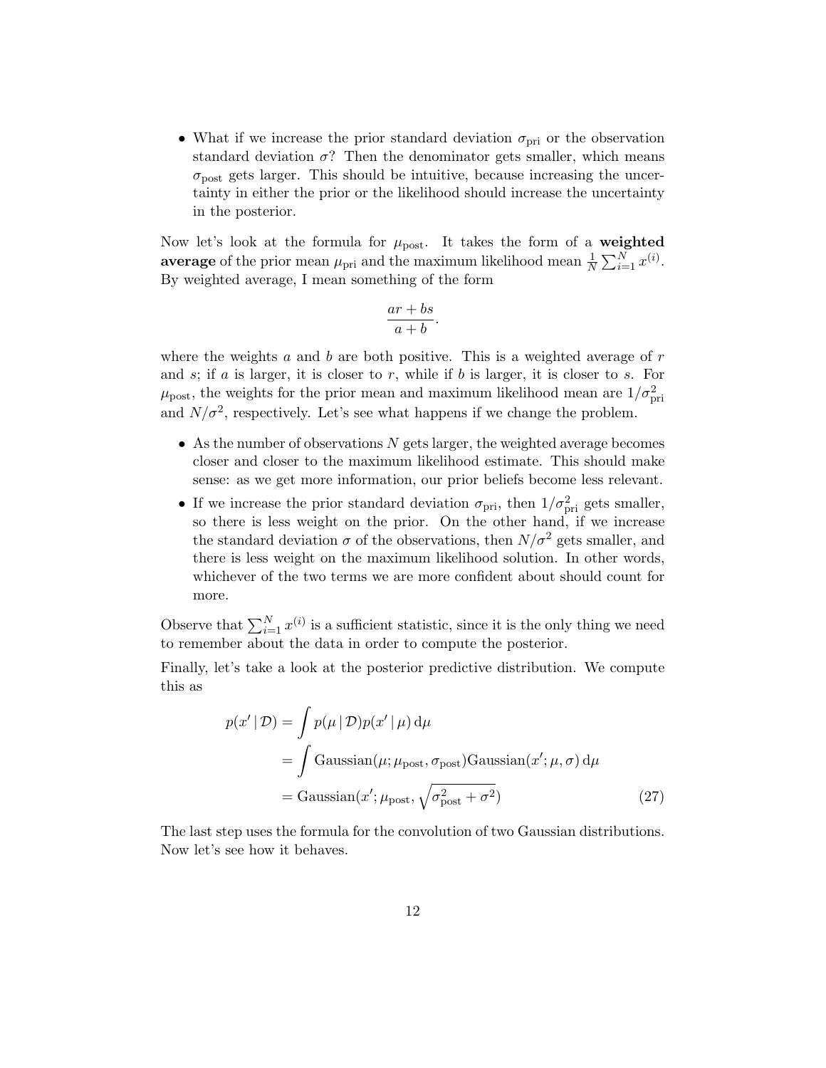- What if we increase the prior standard deviation $\sigma_{\text{pri}}$ or the observation standard deviation $\sigma$? Then the denominator gets smaller, which means $\sigma_{\text{post}}$ gets larger. This should be intuitive, because increasing the uncertainty in either the prior or the likelihood should increase the uncertainty in the posterior.

Now let's look at the formula for $\mu_{\text{post}}$. It takes the form of a **weighted average** of the prior mean $\mu_{\text{pri}}$ and the maximum likelihood mean $\frac{1}{N}\sum_{i=1}^{N} x^{(i)}$. By weighted average, I mean something of the form

$$\frac{ar + bs}{a + b}.$$

where the weights $a$ and $b$ are both positive. This is a weighted average of $r$ and $s$; if $a$ is larger, it is closer to $r$, while if $b$ is larger, it is closer to $s$. For $\mu_{\text{post}}$, the weights for the prior mean and maximum likelihood mean are $1/\sigma_{\text{pri}}^2$ and $N/\sigma^2$, respectively. Let's see what happens if we change the problem.

- As the number of observations $N$ gets larger, the weighted average becomes closer and closer to the maximum likelihood estimate. This should make sense: as we get more information, our prior beliefs become less relevant.
- If we increase the prior standard deviation $\sigma_{\text{pri}}$, then $1/\sigma_{\text{pri}}^2$ gets smaller, so there is less weight on the prior. On the other hand, if we increase the standard deviation $\sigma$ of the observations, then $N/\sigma^2$ gets smaller, and there is less weight on the maximum likelihood solution. In other words, whichever of the two terms we are more confident about should count for more.

Observe that $\sum_{i=1}^{N} x^{(i)}$ is a sufficient statistic, since it is the only thing we need to remember about the data in order to compute the posterior.

Finally, let's take a look at the posterior predictive distribution. We compute this as

$$\begin{aligned}
p(x' \mid \mathcal{D}) &= \int p(\mu \mid \mathcal{D}) p(x' \mid \mu) \, \mathrm{d}\mu \\
&= \int \text{Gaussian}(\mu; \mu_{\text{post}}, \sigma_{\text{post}}) \text{Gaussian}(x'; \mu, \sigma) \, \mathrm{d}\mu \\
&= \text{Gaussian}(x'; \mu_{\text{post}}, \sqrt{\sigma_{\text{post}}^2 + \sigma^2}) \qquad (27)
\end{aligned}$$

The last step uses the formula for the convolution of two Gaussian distributions. Now let's see how it behaves.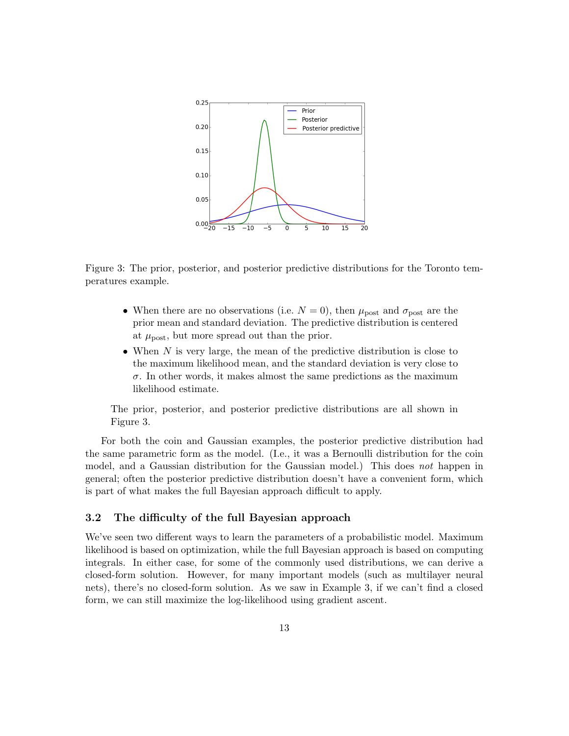Figure 3: The prior, posterior, and posterior predictive distributions for the Toronto temperatures example.

- When there are no observations (i.e. $N = 0$), then $\mu_{\text{post}}$ and $\sigma_{\text{post}}$ are the prior mean and standard deviation. The predictive distribution is centered at $\mu_{\text{post}}$, but more spread out than the prior.
- When $N$ is very large, the mean of the predictive distribution is close to the maximum likelihood mean, and the standard deviation is very close to $\sigma$. In other words, it makes almost the same predictions as the maximum likelihood estimate.

The prior, posterior, and posterior predictive distributions are all shown in Figure 3.

For both the coin and Gaussian examples, the posterior predictive distribution had the same parametric form as the model. (I.e., it was a Bernoulli distribution for the coin model, and a Gaussian distribution for the Gaussian model.) This does *not* happen in general; often the posterior predictive distribution doesn't have a convenient form, which is part of what makes the full Bayesian approach difficult to apply.

### 3.2 The difficulty of the full Bayesian approach

We've seen two different ways to learn the parameters of a probabilistic model. Maximum likelihood is based on optimization, while the full Bayesian approach is based on computing integrals. In either case, for some of the commonly used distributions, we can derive a closed-form solution. However, for many important models (such as multilayer neural nets), there's no closed-form solution. As we saw in Example 3, if we can't find a closed form, we can still maximize the log-likelihood using gradient ascent.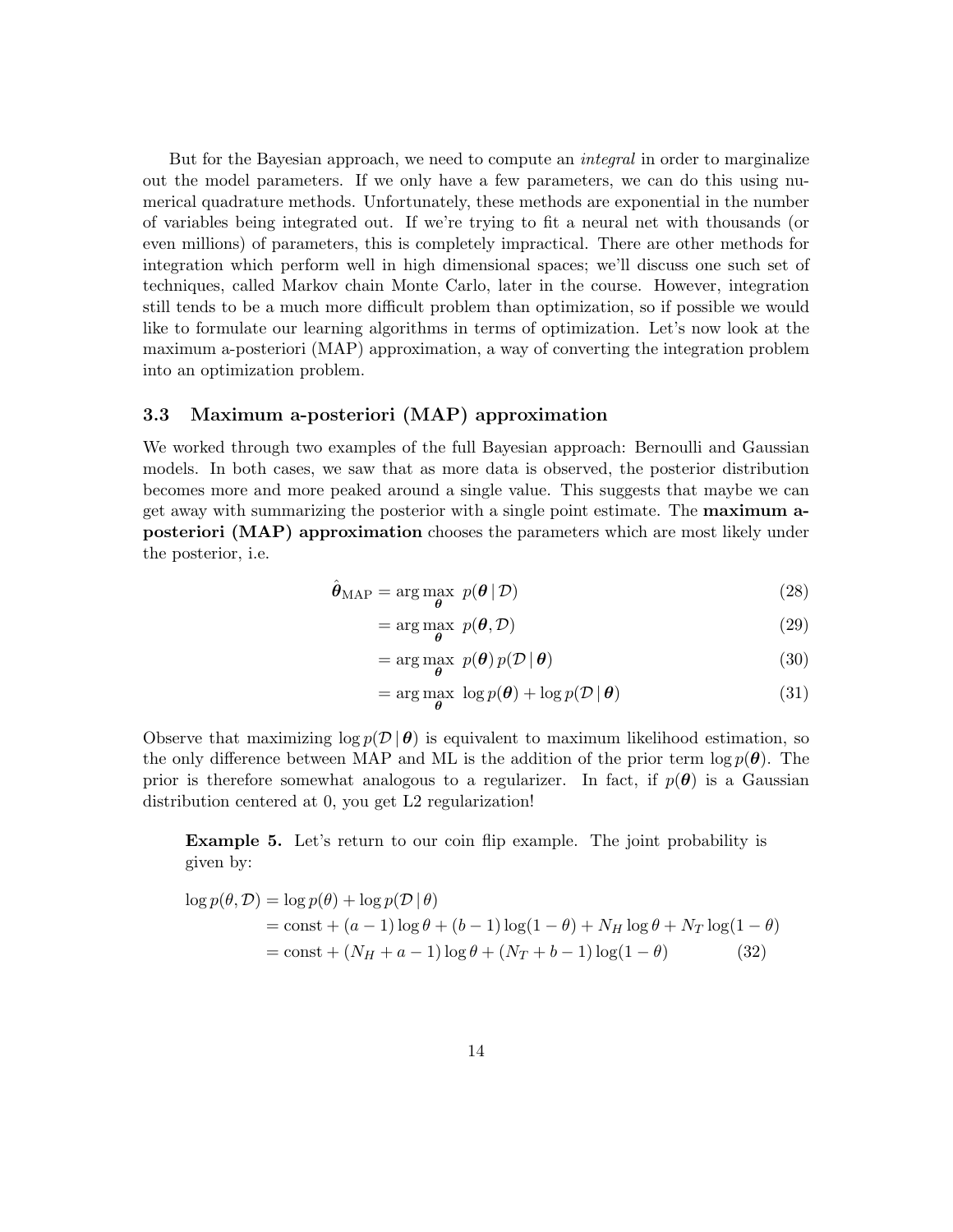But for the Bayesian approach, we need to compute an *integral* in order to marginalize out the model parameters. If we only have a few parameters, we can do this using numerical quadrature methods. Unfortunately, these methods are exponential in the number of variables being integrated out. If we're trying to fit a neural net with thousands (or even millions) of parameters, this is completely impractical. There are other methods for integration which perform well in high dimensional spaces; we'll discuss one such set of techniques, called Markov chain Monte Carlo, later in the course. However, integration still tends to be a much more difficult problem than optimization, so if possible we would like to formulate our learning algorithms in terms of optimization. Let's now look at the maximum a-posteriori (MAP) approximation, a way of converting the integration problem into an optimization problem.

### 3.3 Maximum a-posteriori (MAP) approximation

We worked through two examples of the full Bayesian approach: Bernoulli and Gaussian models. In both cases, we saw that as more data is observed, the posterior distribution becomes more and more peaked around a single value. This suggests that maybe we can get away with summarizing the posterior with a single point estimate. The **maximum a-posteriori (MAP) approximation** chooses the parameters which are most likely under the posterior, i.e.

$$
\begin{aligned}
\hat{\boldsymbol{\theta}}_{\text{MAP}} &= \arg\max_{\boldsymbol{\theta}} \; p(\boldsymbol{\theta} \,|\, \mathcal{D}) && (28)\\
&= \arg\max_{\boldsymbol{\theta}} \; p(\boldsymbol{\theta}, \mathcal{D}) && (29)\\
&= \arg\max_{\boldsymbol{\theta}} \; p(\boldsymbol{\theta})\, p(\mathcal{D} \,|\, \boldsymbol{\theta}) && (30)\\
&= \arg\max_{\boldsymbol{\theta}} \; \log p(\boldsymbol{\theta}) + \log p(\mathcal{D} \,|\, \boldsymbol{\theta}) && (31)
\end{aligned}
$$

Observe that maximizing $\log p(\mathcal{D} \,|\, \boldsymbol{\theta})$ is equivalent to maximum likelihood estimation, so the only difference between MAP and ML is the addition of the prior term $\log p(\boldsymbol{\theta})$. The prior is therefore somewhat analogous to a regularizer. In fact, if $p(\boldsymbol{\theta})$ is a Gaussian distribution centered at 0, you get L2 regularization!

**Example 5.** Let's return to our coin flip example. The joint probability is given by:

$$
\begin{aligned}
\log p(\theta, \mathcal{D}) &= \log p(\theta) + \log p(\mathcal{D} \,|\, \theta)\\
&= \text{const} + (a-1)\log\theta + (b-1)\log(1-\theta) + N_H \log\theta + N_T \log(1-\theta)\\
&= \text{const} + (N_H + a - 1)\log\theta + (N_T + b - 1)\log(1-\theta) \qquad (32)
\end{aligned}
$$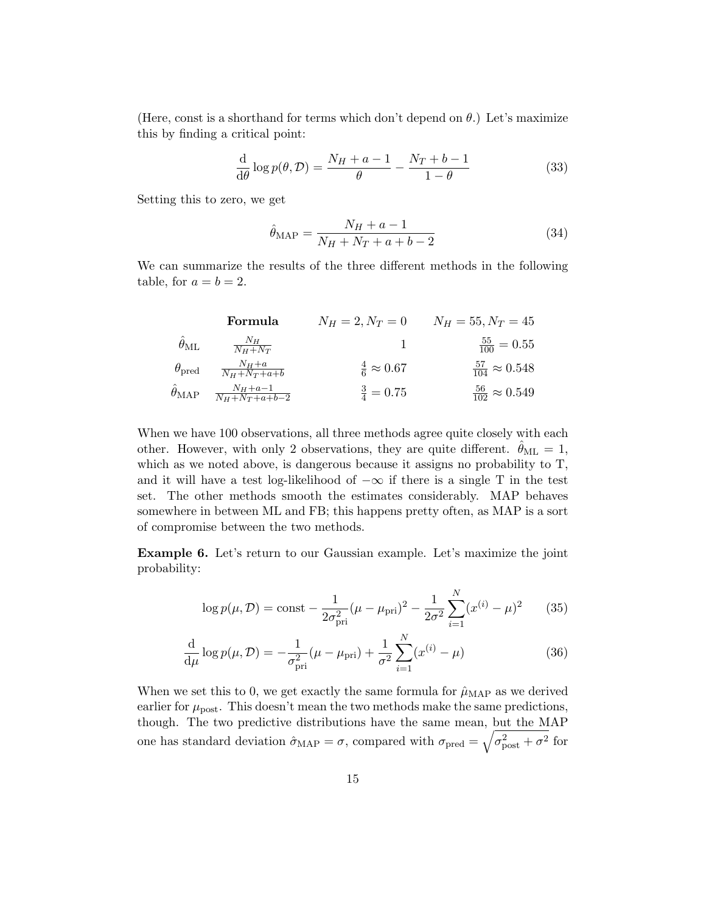(Here, const is a shorthand for terms which don't depend on $\theta$.) Let's maximize this by finding a critical point:

$$\frac{\mathrm{d}}{\mathrm{d}\theta} \log p(\theta, \mathcal{D}) = \frac{N_H + a - 1}{\theta} - \frac{N_T + b - 1}{1 - \theta} \tag{33}$$

Setting this to zero, we get

$$\hat{\theta}_{\mathrm{MAP}} = \frac{N_H + a - 1}{N_H + N_T + a + b - 2} \tag{34}$$

We can summarize the results of the three different methods in the following table, for $a = b = 2$.

| | **Formula** | $N_H = 2, N_T = 0$ | $N_H = 55, N_T = 45$ |
|---|---|---|---|
| $\hat{\theta}_{\mathrm{ML}}$ | $\frac{N_H}{N_H+N_T}$ | $1$ | $\frac{55}{100} = 0.55$ |
| $\theta_{\mathrm{pred}}$ | $\frac{N_H+a}{N_H+N_T+a+b}$ | $\frac{4}{6} \approx 0.67$ | $\frac{57}{104} \approx 0.548$ |
| $\hat{\theta}_{\mathrm{MAP}}$ | $\frac{N_H+a-1}{N_H+N_T+a+b-2}$ | $\frac{3}{4} = 0.75$ | $\frac{56}{102} \approx 0.549$ |

When we have 100 observations, all three methods agree quite closely with each other. However, with only 2 observations, they are quite different. $\hat{\theta}_{\mathrm{ML}} = 1$, which as we noted above, is dangerous because it assigns no probability to T, and it will have a test log-likelihood of $-\infty$ if there is a single T in the test set. The other methods smooth the estimates considerably. MAP behaves somewhere in between ML and FB; this happens pretty often, as MAP is a sort of compromise between the two methods.

**Example 6.** Let's return to our Gaussian example. Let's maximize the joint probability:

$$\log p(\mu, \mathcal{D}) = \text{const} - \frac{1}{2\sigma_{\mathrm{pri}}^2}(\mu - \mu_{\mathrm{pri}})^2 - \frac{1}{2\sigma^2}\sum_{i=1}^{N}(x^{(i)} - \mu)^2 \tag{35}$$

$$\frac{\mathrm{d}}{\mathrm{d}\mu} \log p(\mu, \mathcal{D}) = -\frac{1}{\sigma_{\mathrm{pri}}^2}(\mu - \mu_{\mathrm{pri}}) + \frac{1}{\sigma^2}\sum_{i=1}^{N}(x^{(i)} - \mu) \tag{36}$$

When we set this to 0, we get exactly the same formula for $\hat{\mu}_{\mathrm{MAP}}$ as we derived earlier for $\mu_{\mathrm{post}}$. This doesn't mean the two methods make the same predictions, though. The two predictive distributions have the same mean, but the MAP one has standard deviation $\hat{\sigma}_{\mathrm{MAP}} = \sigma$, compared with $\sigma_{\mathrm{pred}} = \sqrt{\sigma_{\mathrm{post}}^2 + \sigma^2}$ for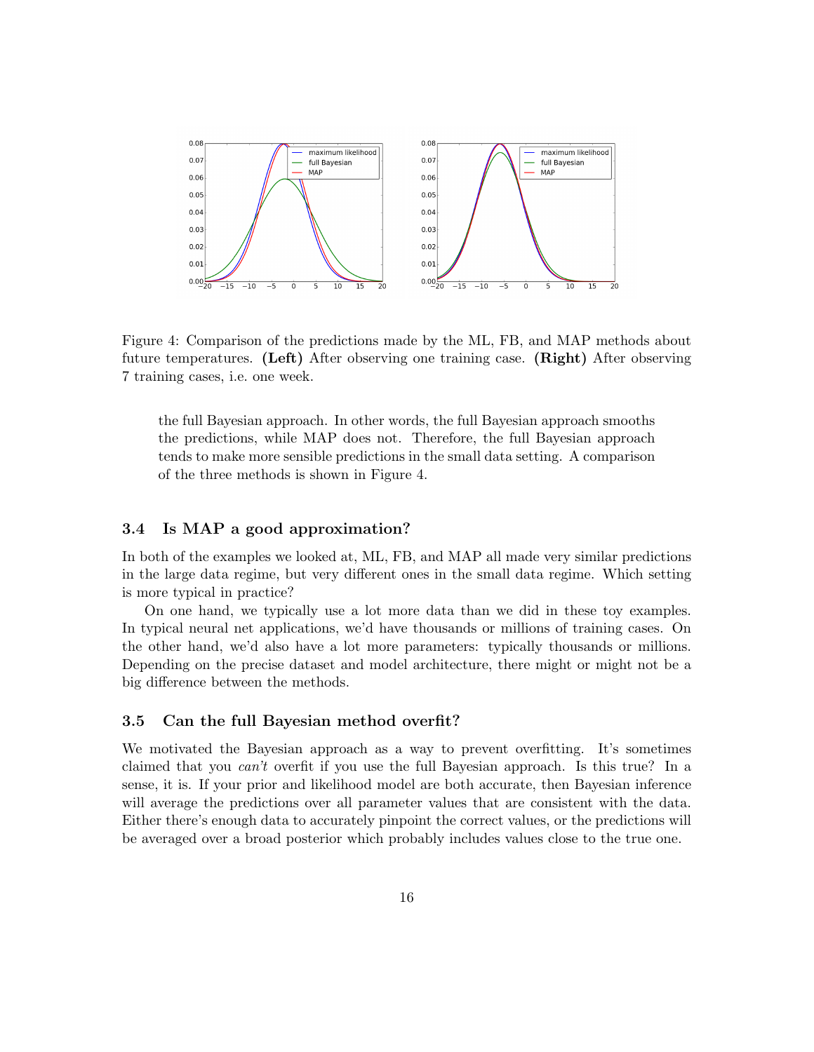Figure 4: Comparison of the predictions made by the ML, FB, and MAP methods about future temperatures. **(Left)** After observing one training case. **(Right)** After observing 7 training cases, i.e. one week.

> the full Bayesian approach. In other words, the full Bayesian approach smooths the predictions, while MAP does not. Therefore, the full Bayesian approach tends to make more sensible predictions in the small data setting. A comparison of the three methods is shown in Figure 4.

### 3.4 Is MAP a good approximation?

In both of the examples we looked at, ML, FB, and MAP all made very similar predictions in the large data regime, but very different ones in the small data regime. Which setting is more typical in practice?

On one hand, we typically use a lot more data than we did in these toy examples. In typical neural net applications, we'd have thousands or millions of training cases. On the other hand, we'd also have a lot more parameters: typically thousands or millions. Depending on the precise dataset and model architecture, there might or might not be a big difference between the methods.

### 3.5 Can the full Bayesian method overfit?

We motivated the Bayesian approach as a way to prevent overfitting. It's sometimes claimed that you *can't* overfit if you use the full Bayesian approach. Is this true? In a sense, it is. If your prior and likelihood model are both accurate, then Bayesian inference will average the predictions over all parameter values that are consistent with the data. Either there's enough data to accurately pinpoint the correct values, or the predictions will be averaged over a broad posterior which probably includes values close to the true one.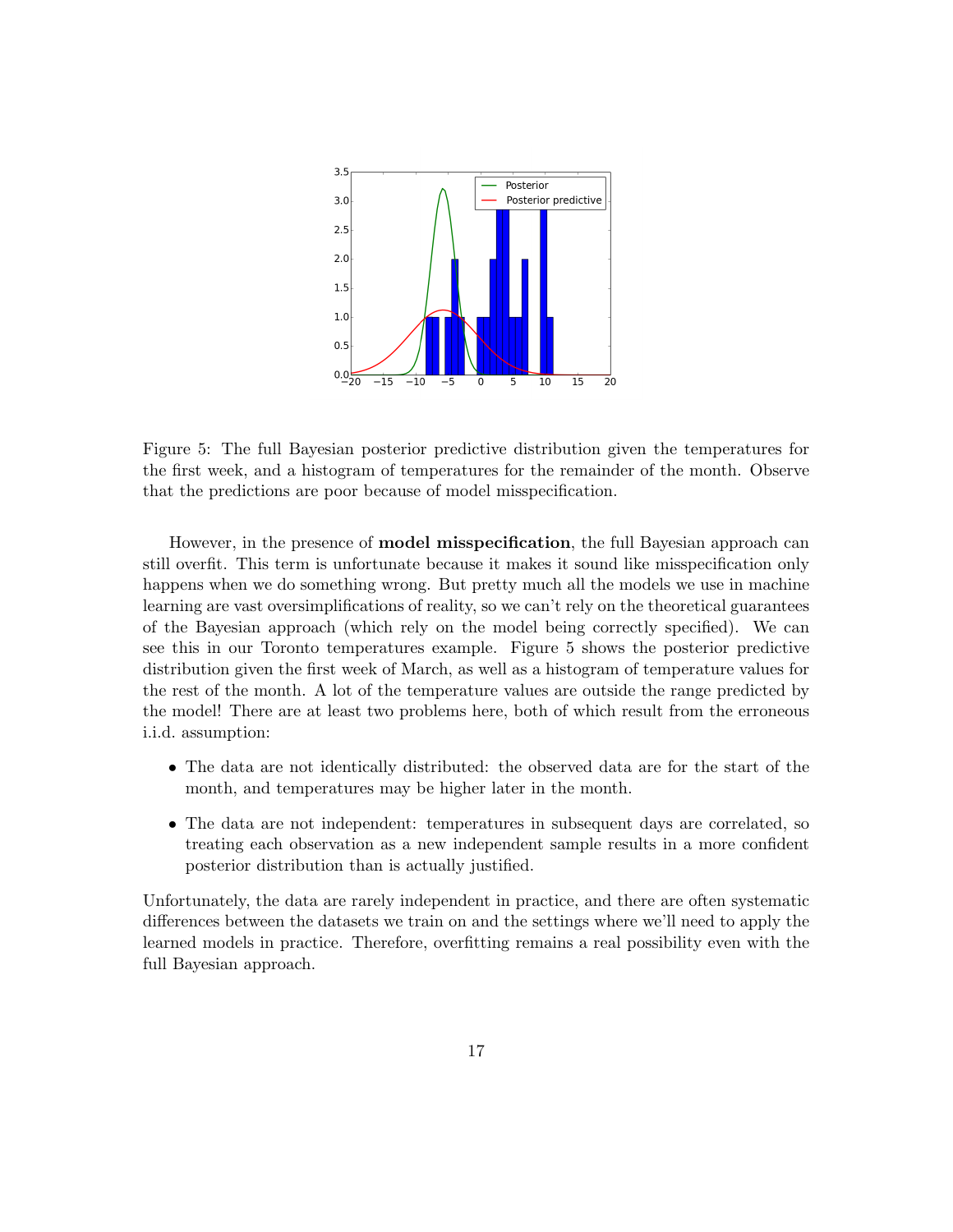Figure 5: The full Bayesian posterior predictive distribution given the temperatures for the first week, and a histogram of temperatures for the remainder of the month. Observe that the predictions are poor because of model misspecification.

However, in the presence of **model misspecification**, the full Bayesian approach can still overfit. This term is unfortunate because it makes it sound like misspecification only happens when we do something wrong. But pretty much all the models we use in machine learning are vast oversimplifications of reality, so we can't rely on the theoretical guarantees of the Bayesian approach (which rely on the model being correctly specified). We can see this in our Toronto temperatures example. Figure 5 shows the posterior predictive distribution given the first week of March, as well as a histogram of temperature values for the rest of the month. A lot of the temperature values are outside the range predicted by the model! There are at least two problems here, both of which result from the erroneous i.i.d. assumption:

- The data are not identically distributed: the observed data are for the start of the month, and temperatures may be higher later in the month.
- The data are not independent: temperatures in subsequent days are correlated, so treating each observation as a new independent sample results in a more confident posterior distribution than is actually justified.

Unfortunately, the data are rarely independent in practice, and there are often systematic differences between the datasets we train on and the settings where we'll need to apply the learned models in practice. Therefore, overfitting remains a real possibility even with the full Bayesian approach.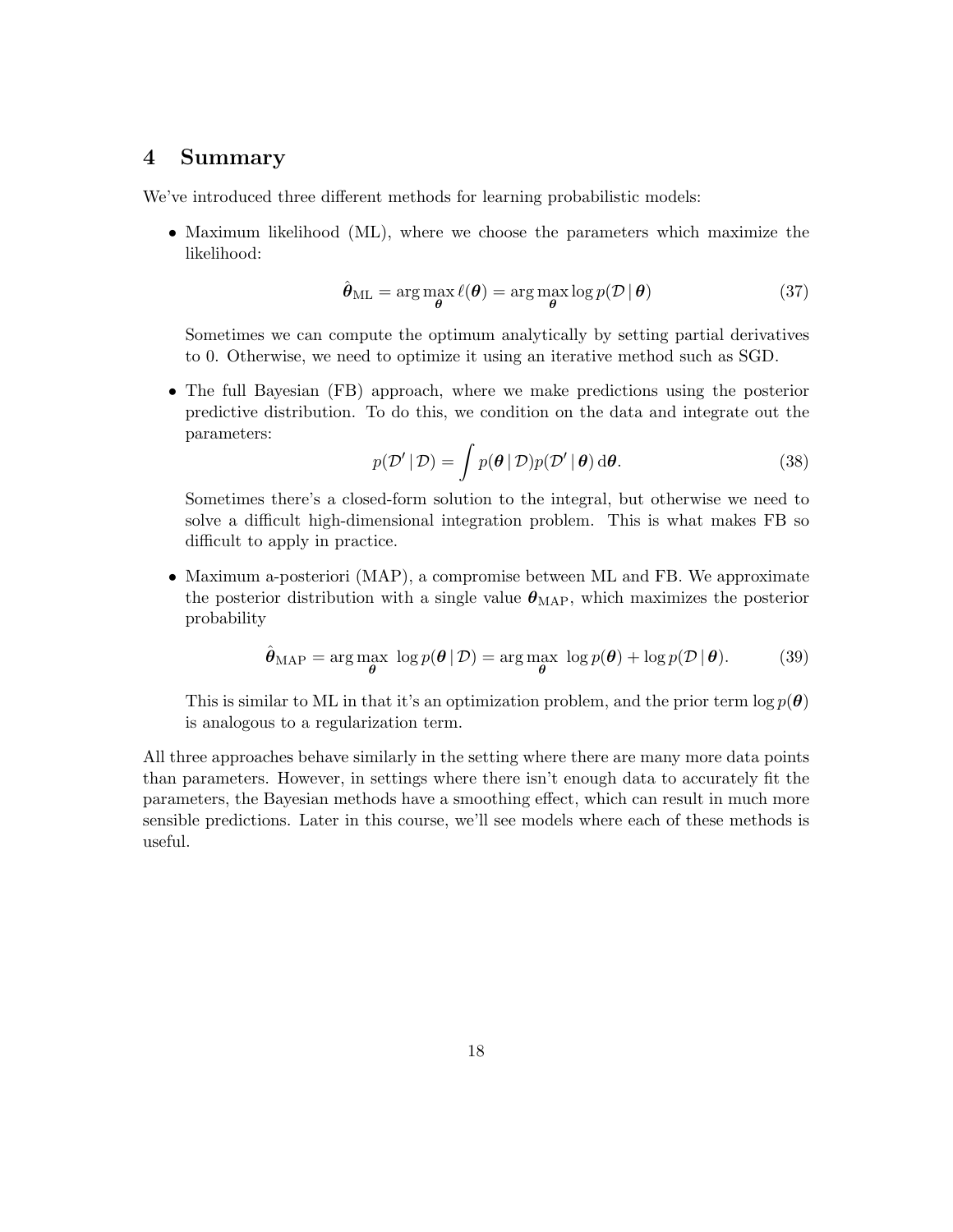## 4 Summary

We've introduced three different methods for learning probabilistic models:

- Maximum likelihood (ML), where we choose the parameters which maximize the likelihood:

$$\hat{\boldsymbol{\theta}}_{\mathrm{ML}} = \arg\max_{\boldsymbol{\theta}} \ell(\boldsymbol{\theta}) = \arg\max_{\boldsymbol{\theta}} \log p(\mathcal{D} \,|\, \boldsymbol{\theta}) \tag{37}$$

  Sometimes we can compute the optimum analytically by setting partial derivatives to 0. Otherwise, we need to optimize it using an iterative method such as SGD.

- The full Bayesian (FB) approach, where we make predictions using the posterior predictive distribution. To do this, we condition on the data and integrate out the parameters:

$$p(\mathcal{D}' \,|\, \mathcal{D}) = \int p(\boldsymbol{\theta} \,|\, \mathcal{D}) p(\mathcal{D}' \,|\, \boldsymbol{\theta}) \, \mathrm{d}\boldsymbol{\theta}. \tag{38}$$

  Sometimes there's a closed-form solution to the integral, but otherwise we need to solve a difficult high-dimensional integration problem. This is what makes FB so difficult to apply in practice.

- Maximum a-posteriori (MAP), a compromise between ML and FB. We approximate the posterior distribution with a single value $\boldsymbol{\theta}_{\mathrm{MAP}}$, which maximizes the posterior probability

$$\hat{\boldsymbol{\theta}}_{\mathrm{MAP}} = \arg\max_{\boldsymbol{\theta}} \; \log p(\boldsymbol{\theta} \,|\, \mathcal{D}) = \arg\max_{\boldsymbol{\theta}} \; \log p(\boldsymbol{\theta}) + \log p(\mathcal{D} \,|\, \boldsymbol{\theta}). \tag{39}$$

  This is similar to ML in that it's an optimization problem, and the prior term $\log p(\boldsymbol{\theta})$ is analogous to a regularization term.

All three approaches behave similarly in the setting where there are many more data points than parameters. However, in settings where there isn't enough data to accurately fit the parameters, the Bayesian methods have a smoothing effect, which can result in much more sensible predictions. Later in this course, we'll see models where each of these methods is useful.